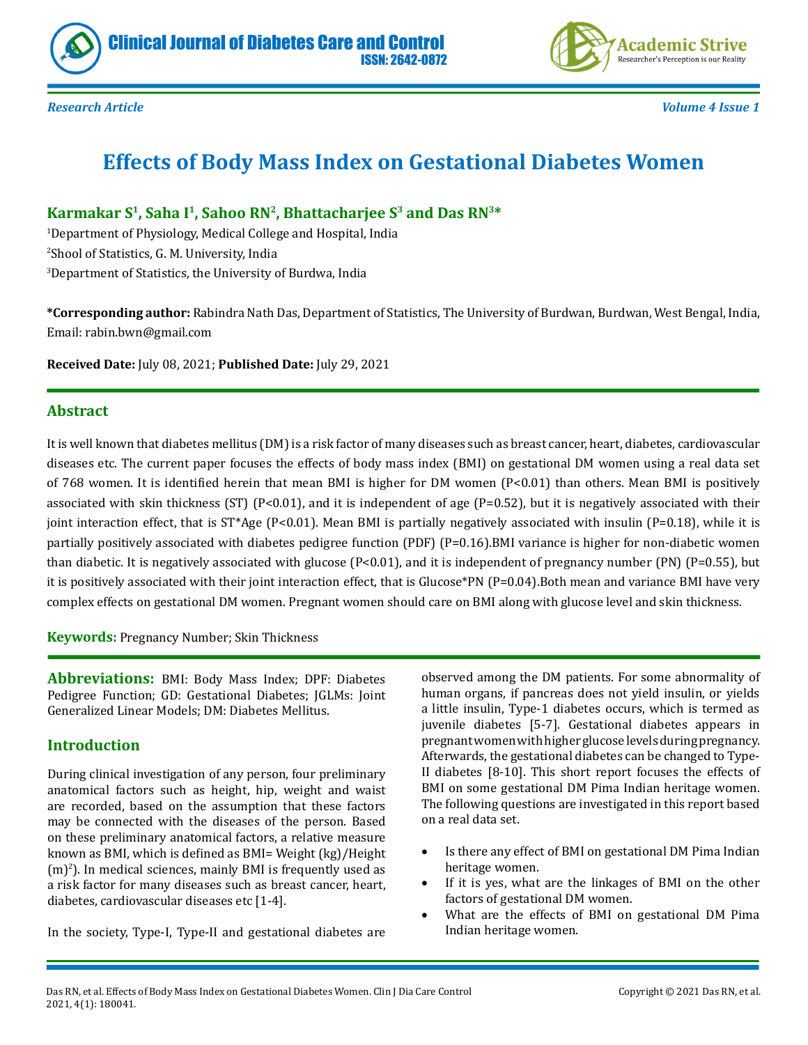*Research Article*

# Effects of Body Mass Index on Gestational Diabetes Women

**Karmakar S[1], Saha I[1], Sahoo RN[2], Bhattacharjee S[3] and Das RN[3]***

[1]Department of Physiology, Medical College and Hospital, India

[2]Shool of Statistics, G. M. University, India

[3]Department of Statistics, the University of Burdwa, India

**\*Corresponding author:** Rabindra Nath Das, Department of Statistics, The University of Burdwan, Burdwan, West Bengal, India, Email: rabin.bwn@gmail.com

**Received Date:** July 08, 2021; **Published Date:** July 29, 2021

## Abstract

It is well known that diabetes mellitus (DM) is a risk factor of many diseases such as breast cancer, heart, diabetes, cardiovascular diseases etc. The current paper focuses the effects of body mass index (BMI) on gestational DM women using a real data set of 768 women. It is identified herein that mean BMI is higher for DM women ($P<0.01$) than others. Mean BMI is positively associated with skin thickness (ST) ($P<0.01$), and it is independent of age ($P=0.52$), but it is negatively associated with their joint interaction effect, that is ST*Age ($P<0.01$). Mean BMI is partially negatively associated with insulin ($P=0.18$), while it is partially positively associated with diabetes pedigree function (PDF) ($P=0.16$).BMI variance is higher for non-diabetic women than diabetic. It is negatively associated with glucose ($P<0.01$), and it is independent of pregnancy number (PN) ($P=0.55$), but it is positively associated with their joint interaction effect, that is Glucose*PN ($P=0.04$).Both mean and variance BMI have very complex effects on gestational DM women. Pregnant women should care on BMI along with glucose level and skin thickness.

**Keywords:** Pregnancy Number; Skin Thickness

**Abbreviations:** BMI: Body Mass Index; DPF: Diabetes Pedigree Function; GD: Gestational Diabetes; JGLMs: Joint Generalized Linear Models; DM: Diabetes Mellitus.

## Introduction

During clinical investigation of any person, four preliminary anatomical factors such as height, hip, weight and waist are recorded, based on the assumption that these factors may be connected with the diseases of the person. Based on these preliminary anatomical factors, a relative measure known as BMI, which is defined as BMI= Weight (kg)/Height ($m^2$). In medical sciences, mainly BMI is frequently used as a risk factor for many diseases such as breast cancer, heart, diabetes, cardiovascular diseases etc [1-4].

In the society, Type-I, Type-II and gestational diabetes are observed among the DM patients. For some abnormality of human organs, if pancreas does not yield insulin, or yields a little insulin, Type-1 diabetes occurs, which is termed as juvenile diabetes [5-7]. Gestational diabetes appears in pregnant women with higher glucose levels during pregnancy. Afterwards, the gestational diabetes can be changed to Type-II diabetes [8-10]. This short report focuses the effects of BMI on some gestational DM Pima Indian heritage women. The following questions are investigated in this report based on a real data set.

- Is there any effect of BMI on gestational DM Pima Indian heritage women.
- If it is yes, what are the linkages of BMI on the other factors of gestational DM women.
- What are the effects of BMI on gestational DM Pima Indian heritage women.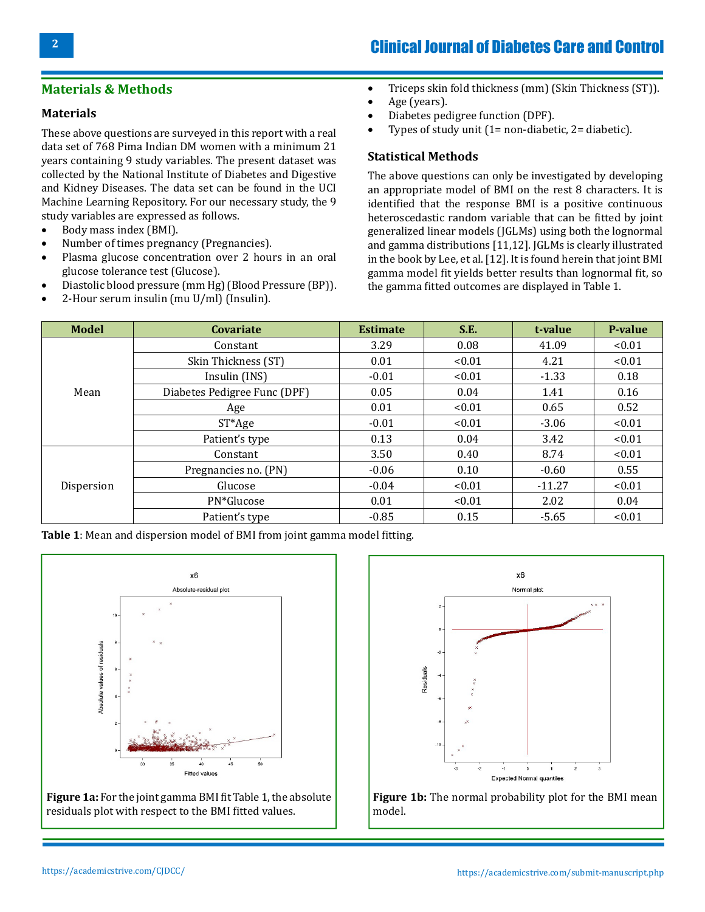## Materials & Methods

### Materials

These above questions are surveyed in this report with a real data set of 768 Pima Indian DM women with a minimum 21 years containing 9 study variables. The present dataset was collected by the National Institute of Diabetes and Digestive and Kidney Diseases. The data set can be found in the UCI Machine Learning Repository. For our necessary study, the 9 study variables are expressed as follows.

- Body mass index (BMI).
- Number of times pregnancy (Pregnancies).
- Plasma glucose concentration over 2 hours in an oral glucose tolerance test (Glucose).
- Diastolic blood pressure (mm Hg) (Blood Pressure (BP)).
- 2-Hour serum insulin (mu U/ml) (Insulin).
- Triceps skin fold thickness (mm) (Skin Thickness (ST)).
- Age (years).
- Diabetes pedigree function (DPF).
- Types of study unit (1= non-diabetic, 2= diabetic).

### Statistical Methods

The above questions can only be investigated by developing an appropriate model of BMI on the rest 8 characters. It is identified that the response BMI is a positive continuous heteroscedastic random variable that can be fitted by joint generalized linear models (JGLMs) using both the lognormal and gamma distributions [11,12]. JGLMs is clearly illustrated in the book by Lee, et al. [12]. It is found herein that joint BMI gamma model fit yields better results than lognormal fit, so the gamma fitted outcomes are displayed in Table 1.

| Model | Covariate | Estimate | S.E. | t-value | P-value |
|---|---|---|---|---|---|
| Mean | Constant | 3.29 | 0.08 | 41.09 | <0.01 |
| | Skin Thickness (ST) | 0.01 | <0.01 | 4.21 | <0.01 |
| | Insulin (INS) | -0.01 | <0.01 | -1.33 | 0.18 |
| | Diabetes Pedigree Func (DPF) | 0.05 | 0.04 | 1.41 | 0.16 |
| | Age | 0.01 | <0.01 | 0.65 | 0.52 |
| | ST*Age | -0.01 | <0.01 | -3.06 | <0.01 |
| | Patient's type | 0.13 | 0.04 | 3.42 | <0.01 |
| Dispersion | Constant | 3.50 | 0.40 | 8.74 | <0.01 |
| | Pregnancies no. (PN) | -0.06 | 0.10 | -0.60 | 0.55 |
| | Glucose | -0.04 | <0.01 | -11.27 | <0.01 |
| | PN*Glucose | 0.01 | <0.01 | 2.02 | 0.04 |
| | Patient's type | -0.85 | 0.15 | -5.65 | <0.01 |

**Table 1**: Mean and dispersion model of BMI from joint gamma model fitting.

**Figure 1a:** For the joint gamma BMI fit Table 1, the absolute residuals plot with respect to the BMI fitted values.

**Figure 1b:** The normal probability plot for the BMI mean model.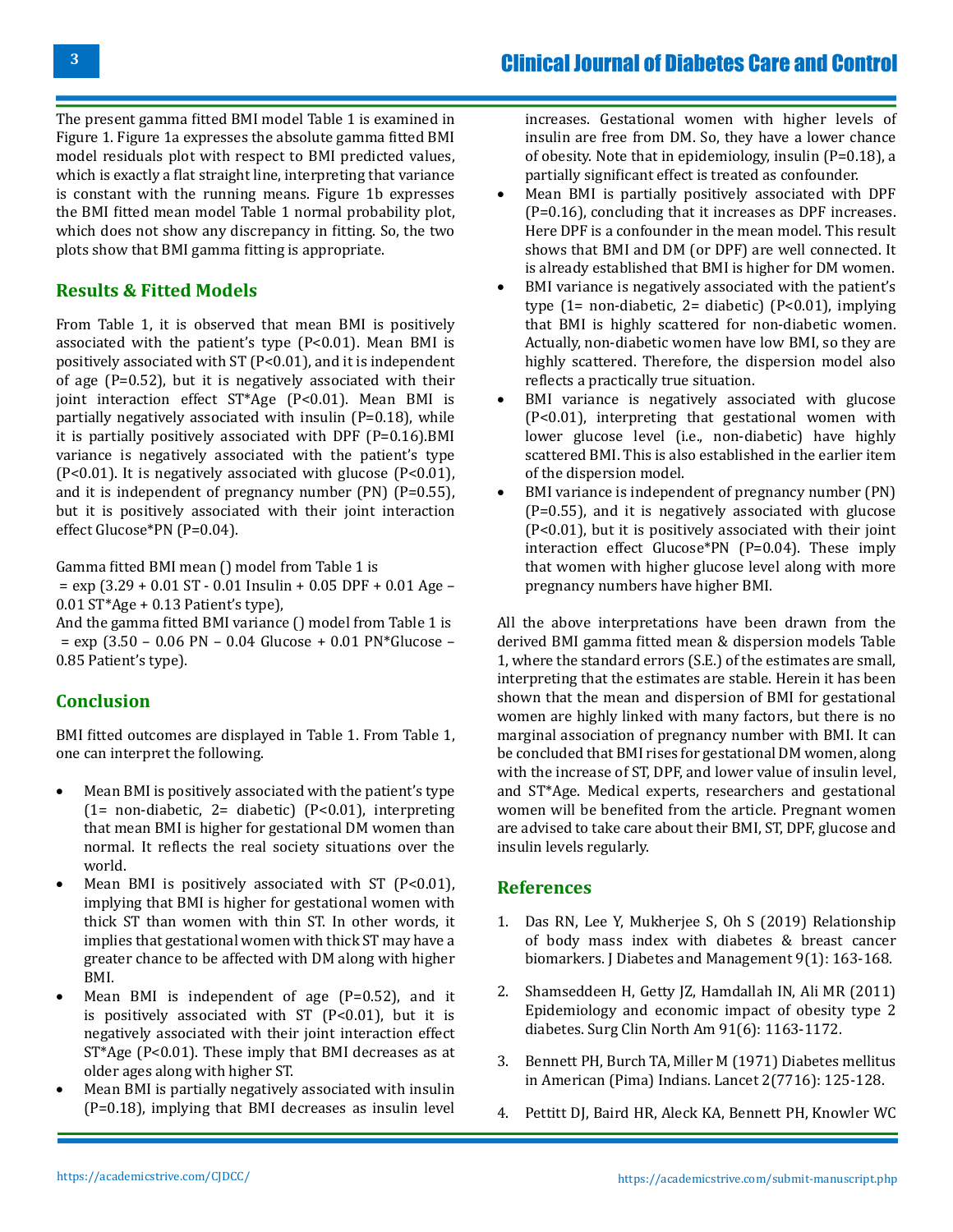The present gamma fitted BMI model Table 1 is examined in Figure 1. Figure 1a expresses the absolute gamma fitted BMI model residuals plot with respect to BMI predicted values, which is exactly a flat straight line, interpreting that variance is constant with the running means. Figure 1b expresses the BMI fitted mean model Table 1 normal probability plot, which does not show any discrepancy in fitting. So, the two plots show that BMI gamma fitting is appropriate.

## Results & Fitted Models

From Table 1, it is observed that mean BMI is positively associated with the patient's type (P<0.01). Mean BMI is positively associated with ST (P<0.01), and it is independent of age (P=0.52), but it is negatively associated with their joint interaction effect ST*Age (P<0.01). Mean BMI is partially negatively associated with insulin (P=0.18), while it is partially positively associated with DPF (P=0.16).BMI variance is negatively associated with the patient's type (P<0.01). It is negatively associated with glucose (P<0.01), and it is independent of pregnancy number (PN) (P=0.55), but it is positively associated with their joint interaction effect Glucose*PN (P=0.04).

Gamma fitted BMI mean () model from Table 1 is
 = exp (3.29 + 0.01 ST - 0.01 Insulin + 0.05 DPF + 0.01 Age – 0.01 ST*Age + 0.13 Patient's type),
And the gamma fitted BMI variance () model from Table 1 is
 = exp (3.50 – 0.06 PN – 0.04 Glucose + 0.01 PN*Glucose – 0.85 Patient's type).

## Conclusion

BMI fitted outcomes are displayed in Table 1. From Table 1, one can interpret the following.

- Mean BMI is positively associated with the patient's type (1= non-diabetic, 2= diabetic) (P<0.01), interpreting that mean BMI is higher for gestational DM women than normal. It reflects the real society situations over the world.
- Mean BMI is positively associated with ST (P<0.01), implying that BMI is higher for gestational women with thick ST than women with thin ST. In other words, it implies that gestational women with thick ST may have a greater chance to be affected with DM along with higher BMI.
- Mean BMI is independent of age (P=0.52), and it is positively associated with ST (P<0.01), but it is negatively associated with their joint interaction effect ST*Age (P<0.01). These imply that BMI decreases as at older ages along with higher ST.
- Mean BMI is partially negatively associated with insulin (P=0.18), implying that BMI decreases as insulin level increases. Gestational women with higher levels of insulin are free from DM. So, they have a lower chance of obesity. Note that in epidemiology, insulin (P=0.18), a partially significant effect is treated as confounder.
- Mean BMI is partially positively associated with DPF (P=0.16), concluding that it increases as DPF increases. Here DPF is a confounder in the mean model. This result shows that BMI and DM (or DPF) are well connected. It is already established that BMI is higher for DM women.
- BMI variance is negatively associated with the patient's type (1= non-diabetic, 2= diabetic) (P<0.01), implying that BMI is highly scattered for non-diabetic women. Actually, non-diabetic women have low BMI, so they are highly scattered. Therefore, the dispersion model also reflects a practically true situation.
- BMI variance is negatively associated with glucose (P<0.01), interpreting that gestational women with lower glucose level (i.e., non-diabetic) have highly scattered BMI. This is also established in the earlier item of the dispersion model.
- BMI variance is independent of pregnancy number (PN) (P=0.55), and it is negatively associated with glucose (P<0.01), but it is positively associated with their joint interaction effect Glucose*PN (P=0.04). These imply that women with higher glucose level along with more pregnancy numbers have higher BMI.

All the above interpretations have been drawn from the derived BMI gamma fitted mean & dispersion models Table 1, where the standard errors (S.E.) of the estimates are small, interpreting that the estimates are stable. Herein it has been shown that the mean and dispersion of BMI for gestational women are highly linked with many factors, but there is no marginal association of pregnancy number with BMI. It can be concluded that BMI rises for gestational DM women, along with the increase of ST, DPF, and lower value of insulin level, and ST*Age. Medical experts, researchers and gestational women will be benefited from the article. Pregnant women are advised to take care about their BMI, ST, DPF, glucose and insulin levels regularly.

## References

1. Das RN, Lee Y, Mukherjee S, Oh S (2019) Relationship of body mass index with diabetes & breast cancer biomarkers. J Diabetes and Management 9(1): 163-168.
2. Shamseddeen H, Getty JZ, Hamdallah IN, Ali MR (2011) Epidemiology and economic impact of obesity type 2 diabetes. Surg Clin North Am 91(6): 1163-1172.
3. Bennett PH, Burch TA, Miller M (1971) Diabetes mellitus in American (Pima) Indians. Lancet 2(7716): 125-128.
4. Pettitt DJ, Baird HR, Aleck KA, Bennett PH, Knowler WC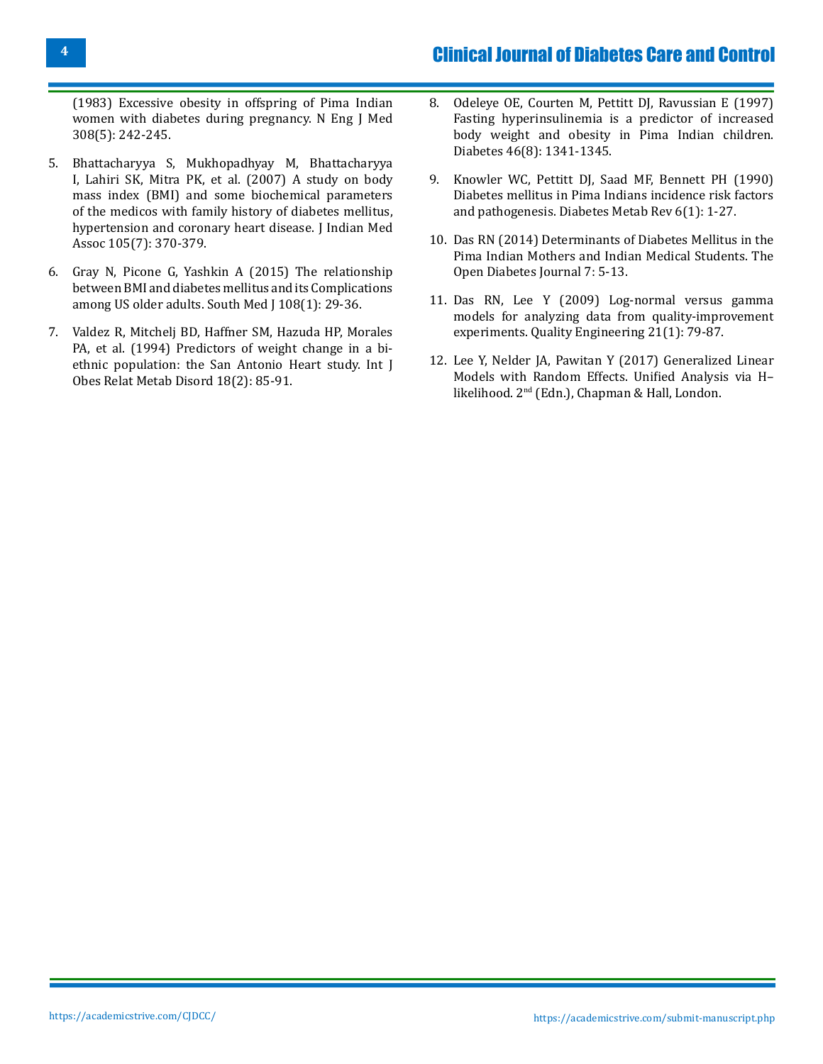(1983) Excessive obesity in offspring of Pima Indian women with diabetes during pregnancy. N Eng J Med 308(5): 242-245.

5. Bhattacharyya S, Mukhopadhyay M, Bhattacharyya I, Lahiri SK, Mitra PK, et al. (2007) A study on body mass index (BMI) and some biochemical parameters of the medicos with family history of diabetes mellitus, hypertension and coronary heart disease. J Indian Med Assoc 105(7): 370-379.

6. Gray N, Picone G, Yashkin A (2015) The relationship between BMI and diabetes mellitus and its Complications among US older adults. South Med J 108(1): 29-36.

7. Valdez R, Mitchelj BD, Haffner SM, Hazuda HP, Morales PA, et al. (1994) Predictors of weight change in a bi-ethnic population: the San Antonio Heart study. Int J Obes Relat Metab Disord 18(2): 85-91.

8. Odeleye OE, Courten M, Pettitt DJ, Ravussian E (1997) Fasting hyperinsulinemia is a predictor of increased body weight and obesity in Pima Indian children. Diabetes 46(8): 1341-1345.

9. Knowler WC, Pettitt DJ, Saad MF, Bennett PH (1990) Diabetes mellitus in Pima Indians incidence risk factors and pathogenesis. Diabetes Metab Rev 6(1): 1-27.

10. Das RN (2014) Determinants of Diabetes Mellitus in the Pima Indian Mothers and Indian Medical Students. The Open Diabetes Journal 7: 5-13.

11. Das RN, Lee Y (2009) Log-normal versus gamma models for analyzing data from quality-improvement experiments. Quality Engineering 21(1): 79-87.

12. Lee Y, Nelder JA, Pawitan Y (2017) Generalized Linear Models with Random Effects. Unified Analysis via H–likelihood. 2nd (Edn.), Chapman & Hall, London.